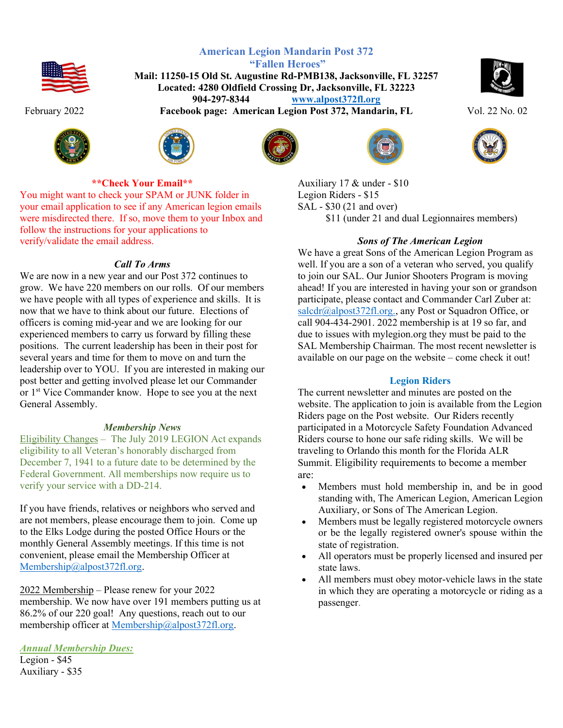# American Legion Mandarin Post 372
## "Fallen Heroes"

**Mail: 11250-15 Old St. Augustine Rd-PMB138, Jacksonville, FL 32257**
**Located: 4280 Oldfield Crossing Dr, Jacksonville, FL 32223**
**904-297-8344** [www.alpost372fl.org](http://www.alpost372fl.org)
**Facebook page: American Legion Post 372, Mandarin, FL**

February 2022

Vol. 22 No. 02

### **Check Your Email**

You might want to check your SPAM or JUNK folder in your email application to see if any American legion emails were misdirected there. If so, move them to your Inbox and follow the instructions for your applications to verify/validate the email address.

### *Call To Arms*

We are now in a new year and our Post 372 continues to grow. We have 220 members on our rolls. Of our members we have people with all types of experience and skills. It is now that we have to think about our future. Elections of officers is coming mid-year and we are looking for our experienced members to carry us forward by filling these positions. The current leadership has been in their post for several years and time for them to move on and turn the leadership over to YOU. If you are interested in making our post better and getting involved please let our Commander or 1st Vice Commander know. Hope to see you at the next General Assembly.

### *Membership News*

Eligibility Changes – The July 2019 LEGION Act expands eligibility to all Veteran's honorably discharged from December 7, 1941 to a future date to be determined by the Federal Government. All memberships now require us to verify your service with a DD-214.

If you have friends, relatives or neighbors who served and are not members, please encourage them to join. Come up to the Elks Lodge during the posted Office Hours or the monthly General Assembly meetings. If this time is not convenient, please email the Membership Officer at Membership@alpost372fl.org.

2022 Membership – Please renew for your 2022 membership. We now have over 191 members putting us at 86.2% of our 220 goal! Any questions, reach out to our membership officer at Membership@alpost372fl.org.

***Annual Membership Dues:***

Legion - $45
Auxiliary - $35
Auxiliary 17 & under - $10
Legion Riders - $15
SAL - $30 (21 and over)
$11 (under 21 and dual Legionnaires members)

### *Sons of The American Legion*

We have a great Sons of the American Legion Program as well. If you are a son of a veteran who served, you qualify to join our SAL. Our Junior Shooters Program is moving ahead! If you are interested in having your son or grandson participate, please contact and Commander Carl Zuber at: salcdr@alpost372fl.org., any Post or Squadron Office, or call 904-434-2901. 2022 membership is at 19 so far, and due to issues with mylegion.org they must be paid to the SAL Membership Chairman. The most recent newsletter is available on our page on the website – come check it out!

### Legion Riders

The current newsletter and minutes are posted on the website. The application to join is available from the Legion Riders page on the Post website. Our Riders recently participated in a Motorcycle Safety Foundation Advanced Riders course to hone our safe riding skills. We will be traveling to Orlando this month for the Florida ALR Summit. Eligibility requirements to become a member are:

- Members must hold membership in, and be in good standing with, The American Legion, American Legion Auxiliary, or Sons of The American Legion.
- Members must be legally registered motorcycle owners or be the legally registered owner's spouse within the state of registration.
- All operators must be properly licensed and insured per state laws.
- All members must obey motor-vehicle laws in the state in which they are operating a motorcycle or riding as a passenger.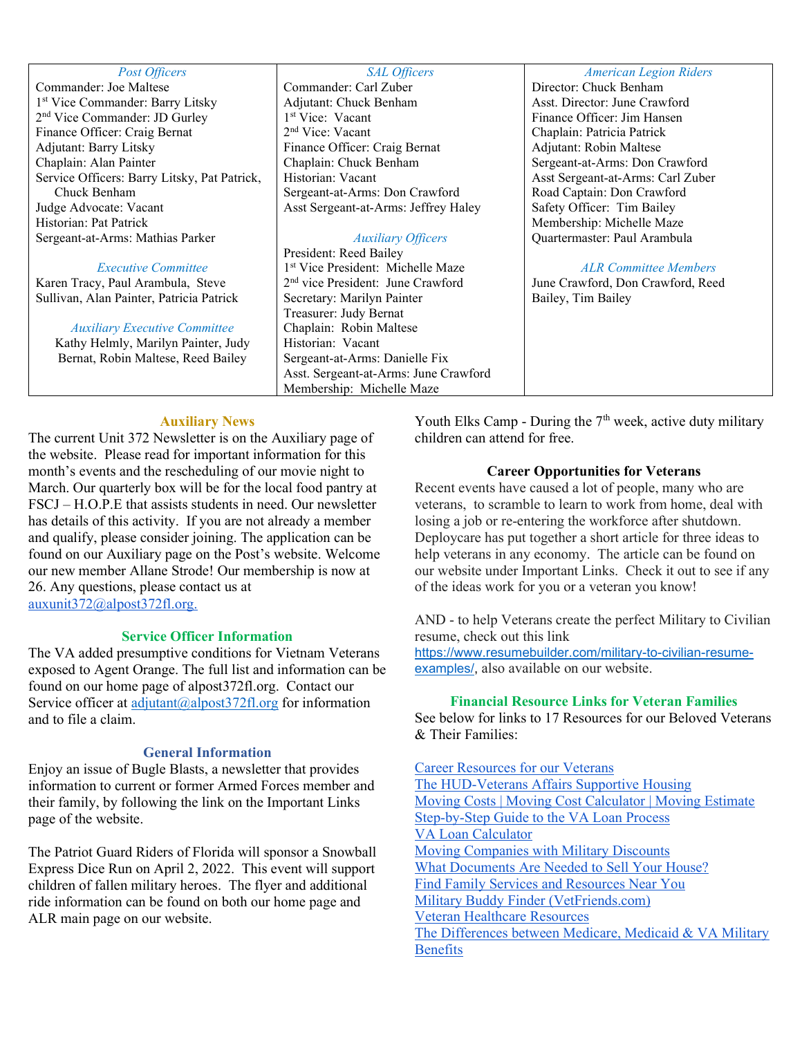### Post Officers

Commander: Joe Maltese
1st Vice Commander: Barry Litsky
2nd Vice Commander: JD Gurley
Finance Officer: Craig Bernat
Adjutant: Barry Litsky
Chaplain: Alan Painter
Service Officers: Barry Litsky, Pat Patrick, Chuck Benham
Judge Advocate: Vacant
Historian: Pat Patrick
Sergeant-at-Arms: Mathias Parker

### Executive Committee

Karen Tracy, Paul Arambula, Steve Sullivan, Alan Painter, Patricia Patrick

### Auxiliary Executive Committee

Kathy Helmly, Marilyn Painter, Judy Bernat, Robin Maltese, Reed Bailey

### SAL Officers

Commander: Carl Zuber
Adjutant: Chuck Benham
1st Vice: Vacant
2nd Vice: Vacant
Finance Officer: Craig Bernat
Chaplain: Chuck Benham
Historian: Vacant
Sergeant-at-Arms: Don Crawford
Asst Sergeant-at-Arms: Jeffrey Haley

### Auxiliary Officers

President: Reed Bailey
1st Vice President: Michelle Maze
2nd vice President: June Crawford
Secretary: Marilyn Painter
Treasurer: Judy Bernat
Chaplain: Robin Maltese
Historian: Vacant
Sergeant-at-Arms: Danielle Fix
Asst. Sergeant-at-Arms: June Crawford
Membership: Michelle Maze

### American Legion Riders

Director: Chuck Benham
Asst. Director: June Crawford
Finance Officer: Jim Hansen
Chaplain: Patricia Patrick
Adjutant: Robin Maltese
Sergeant-at-Arms: Don Crawford
Asst Sergeant-at-Arms: Carl Zuber
Road Captain: Don Crawford
Safety Officer: Tim Bailey
Membership: Michelle Maze
Quartermaster: Paul Arambula

### ALR Committee Members

June Crawford, Don Crawford, Reed Bailey, Tim Bailey

## Auxiliary News

The current Unit 372 Newsletter is on the Auxiliary page of the website. Please read for important information for this month's events and the rescheduling of our movie night to March. Our quarterly box will be for the local food pantry at FSCJ – H.O.P.E that assists students in need. Our newsletter has details of this activity. If you are not already a member and qualify, please consider joining. The application can be found on our Auxiliary page on the Post's website. Welcome our new member Allane Strode! Our membership is now at 26. Any questions, please contact us at auxunit372@alpost372fl.org.

## Service Officer Information

The VA added presumptive conditions for Vietnam Veterans exposed to Agent Orange. The full list and information can be found on our home page of alpost372fl.org. Contact our Service officer at adjutant@alpost372fl.org for information and to file a claim.

## General Information

Enjoy an issue of Bugle Blasts, a newsletter that provides information to current or former Armed Forces member and their family, by following the link on the Important Links page of the website.

The Patriot Guard Riders of Florida will sponsor a Snowball Express Dice Run on April 2, 2022. This event will support children of fallen military heroes. The flyer and additional ride information can be found on both our home page and ALR main page on our website.

Youth Elks Camp - During the 7th week, active duty military children can attend for free.

## Career Opportunities for Veterans

Recent events have caused a lot of people, many who are veterans, to scramble to learn to work from home, deal with losing a job or re-entering the workforce after shutdown. Deploycare has put together a short article for three ideas to help veterans in any economy. The article can be found on our website under Important Links. Check it out to see if any of the ideas work for you or a veteran you know!

AND - to help Veterans create the perfect Military to Civilian resume, check out this link https://www.resumebuilder.com/military-to-civilian-resume-examples/, also available on our website.

## Financial Resource Links for Veteran Families

See below for links to 17 Resources for our Beloved Veterans & Their Families:

Career Resources for our Veterans
The HUD-Veterans Affairs Supportive Housing
Moving Costs | Moving Cost Calculator | Moving Estimate
Step-by-Step Guide to the VA Loan Process
VA Loan Calculator
Moving Companies with Military Discounts
What Documents Are Needed to Sell Your House?
Find Family Services and Resources Near You
Military Buddy Finder (VetFriends.com)
Veteran Healthcare Resources
The Differences between Medicare, Medicaid & VA Military Benefits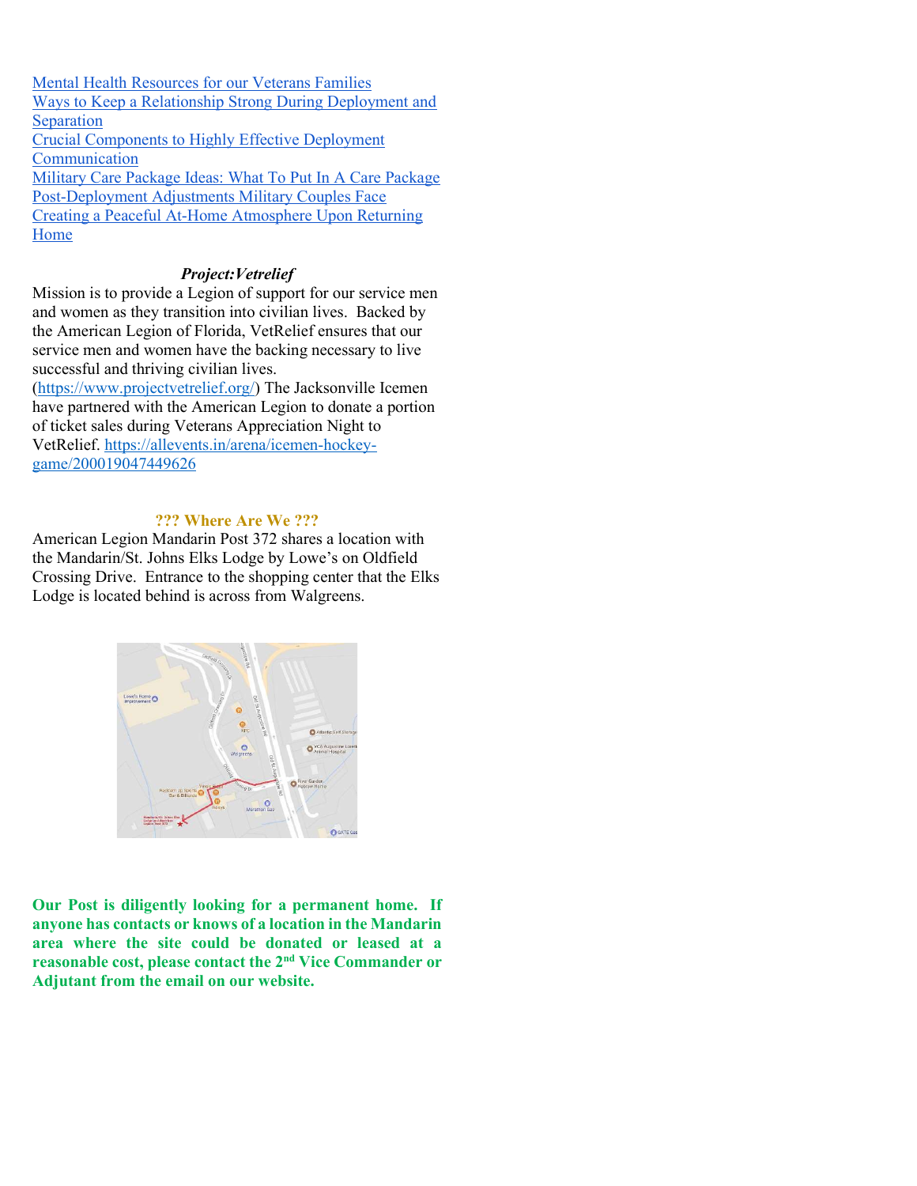[Mental Health Resources for our Veterans Families]
[Ways to Keep a Relationship Strong During Deployment and Separation]
[Crucial Components to Highly Effective Deployment Communication]
[Military Care Package Ideas: What To Put In A Care Package]
[Post-Deployment Adjustments Military Couples Face]
[Creating a Peaceful At-Home Atmosphere Upon Returning Home]

***Project:Vetrelief***

Mission is to provide a Legion of support for our service men and women as they transition into civilian lives. Backed by the American Legion of Florida, VetRelief ensures that our service men and women have the backing necessary to live successful and thriving civilian lives. (https://www.projectvetrelief.org/) The Jacksonville Icemen have partnered with the American Legion to donate a portion of ticket sales during Veterans Appreciation Night to VetRelief. https://allevents.in/arena/icemen-hockey-game/200019047449626

**??? Where Are We ???**

American Legion Mandarin Post 372 shares a location with the Mandarin/St. Johns Elks Lodge by Lowe's on Oldfield Crossing Drive. Entrance to the shopping center that the Elks Lodge is located behind is across from Walgreens.

**Our Post is diligently looking for a permanent home. If anyone has contacts or knows of a location in the Mandarin area where the site could be donated or leased at a reasonable cost, please contact the 2nd Vice Commander or Adjutant from the email on our website.**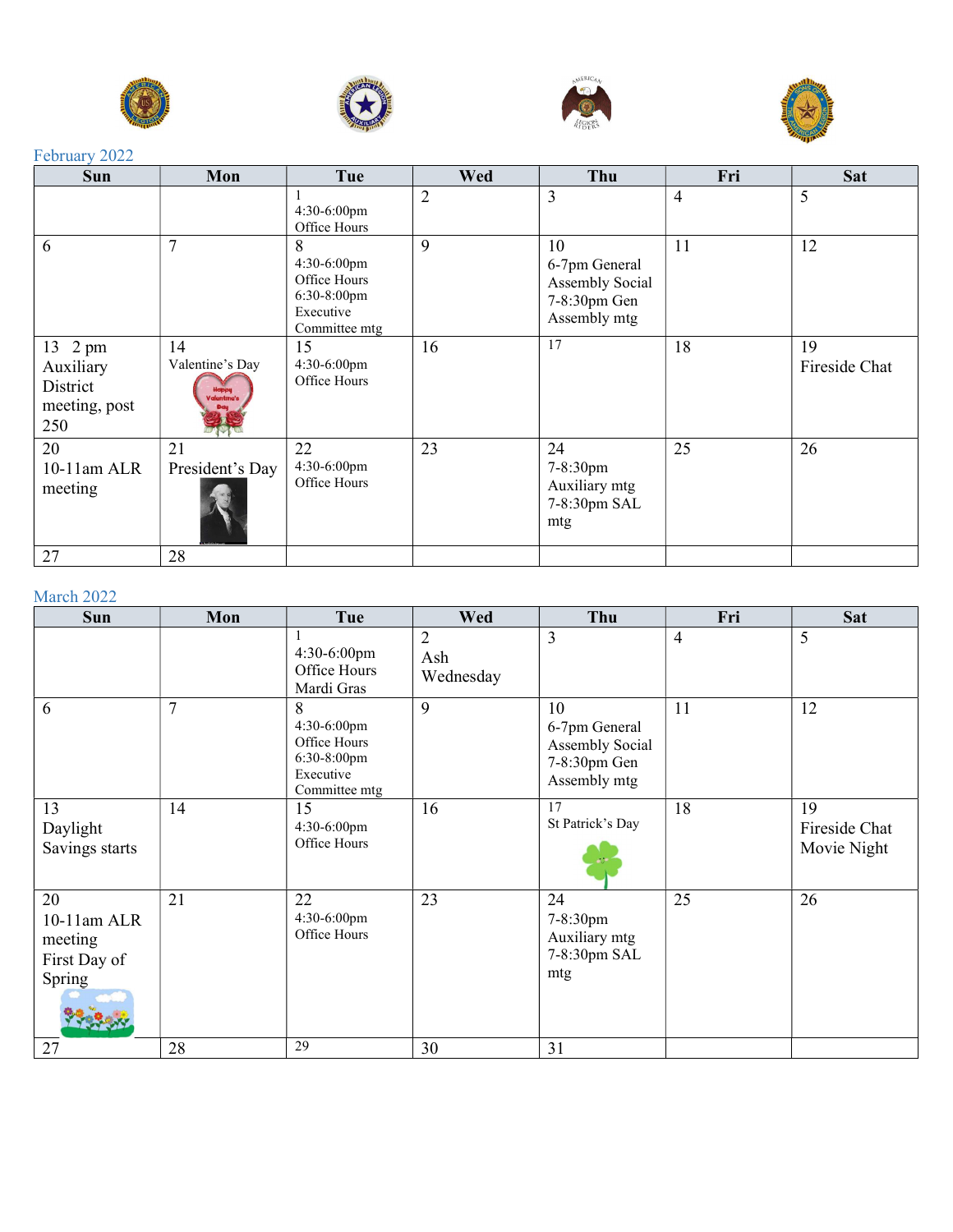## February 2022

| Sun | Mon | Tue | Wed | Thu | Fri | Sat |
|---|---|---|---|---|---|---|
| | | 1<br>4:30-6:00pm Office Hours | 2 | 3 | 4 | 5 |
| 6 | 7 | 8<br>4:30-6:00pm Office Hours<br>6:30-8:00pm Executive Committee mtg | 9 | 10<br>6-7pm General Assembly Social<br>7-8:30pm Gen Assembly mtg | 11 | 12 |
| 13 2 pm Auxiliary District meeting, post 250 | 14<br>Valentine's Day | 15<br>4:30-6:00pm Office Hours | 16 | 17 | 18 | 19<br>Fireside Chat |
| 20<br>10-11am ALR meeting | 21<br>President's Day | 22<br>4:30-6:00pm Office Hours | 23 | 24<br>7-8:30pm Auxiliary mtg<br>7-8:30pm SAL mtg | 25 | 26 |
| 27 | 28 | | | | | |

## March 2022

| Sun | Mon | Tue | Wed | Thu | Fri | Sat |
|---|---|---|---|---|---|---|
| | | 1<br>4:30-6:00pm Office Hours<br>Mardi Gras | 2<br>Ash Wednesday | 3 | 4 | 5 |
| 6 | 7 | 8<br>4:30-6:00pm Office Hours<br>6:30-8:00pm Executive Committee mtg | 9 | 10<br>6-7pm General Assembly Social<br>7-8:30pm Gen Assembly mtg | 11 | 12 |
| 13<br>Daylight Savings starts | 14 | 15<br>4:30-6:00pm Office Hours | 16 | 17<br>St Patrick's Day | 18 | 19<br>Fireside Chat<br>Movie Night |
| 20<br>10-11am ALR meeting<br>First Day of Spring | 21 | 22<br>4:30-6:00pm Office Hours | 23 | 24<br>7-8:30pm Auxiliary mtg<br>7-8:30pm SAL mtg | 25 | 26 |
| 27 | 28 | 29 | 30 | 31 | | |